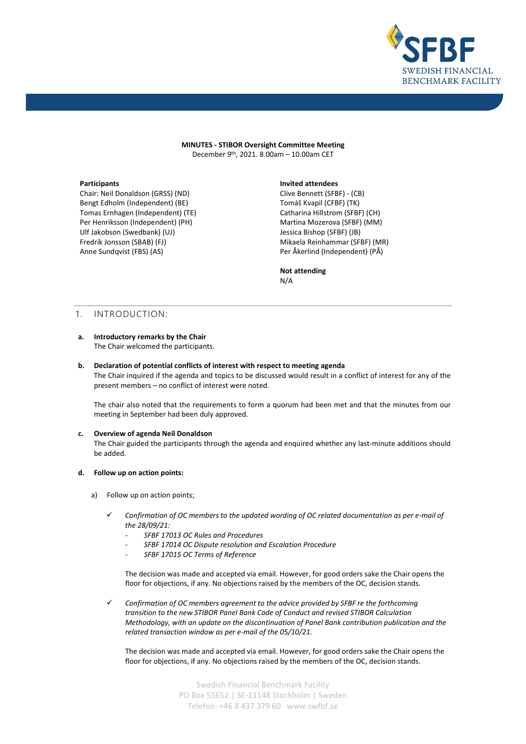**MINUTES - STIBOR Oversight Committee Meeting**
December 9th, 2021. 8.00am – 10.00am CET

**Participants**
Chair: Neil Donaldson (GRSS) (ND)
Bengt Edholm (Independent) (BE)
Tomas Ernhagen (Independent) (TE)
Per Henriksson (Independent) (PH)
Ulf Jakobson (Swedbank) (UJ)
Fredrik Jonsson (SBAB) (FJ)
Anne Sundqvist (FBS) (AS)

**Invited attendees**
Clive Bennett (SFBF) - (CB)
Tomáš Kvapil (CFBF) (TK)
Catharina Hillstrom (SFBF) (CH)
Martina Mozerova (SFBF) (MM)
Jessica Bishop (SFBF) (JB)
Mikaela Reinhammar (SFBF) (MR)
Per Åkerlind (Independent) (PÅ)

**Not attending**
N/A

## 1. INTRODUCTION:

**a. Introductory remarks by the Chair**
The Chair welcomed the participants.

**b. Declaration of potential conflicts of interest with respect to meeting agenda**
The Chair inquired if the agenda and topics to be discussed would result in a conflict of interest for any of the present members – no conflict of interest were noted.

The chair also noted that the requirements to form a quorum had been met and that the minutes from our meeting in September had been duly approved.

**c. Overview of agenda Neil Donaldson**
The Chair guided the participants through the agenda and enquired whether any last-minute additions should be added.

**d. Follow up on action points:**

a) Follow up on action points;

- ✓ *Confirmation of OC members to the updated wording of OC related documentation as per e-mail of the 28/09/21:*
  - *SFBF 17013 OC Rules and Procedures*
  - *SFBF 17014 OC Dispute resolution and Escalation Procedure*
  - *SFBF 17015 OC Terms of Reference*

  The decision was made and accepted via email. However, for good orders sake the Chair opens the floor for objections, if any. No objections raised by the members of the OC, decision stands.

- ✓ *Confirmation of OC members agreement to the advice provided by SFBF re the forthcoming transition to the new STIBOR Panel Bank Code of Conduct and revised STIBOR Calculation Methodology, with an update on the discontinuation of Panel Bank contribution publication and the related transaction window as per e-mail of the 05/10/21.*

  The decision was made and accepted via email. However, for good orders sake the Chair opens the floor for objections, if any. No objections raised by the members of the OC, decision stands.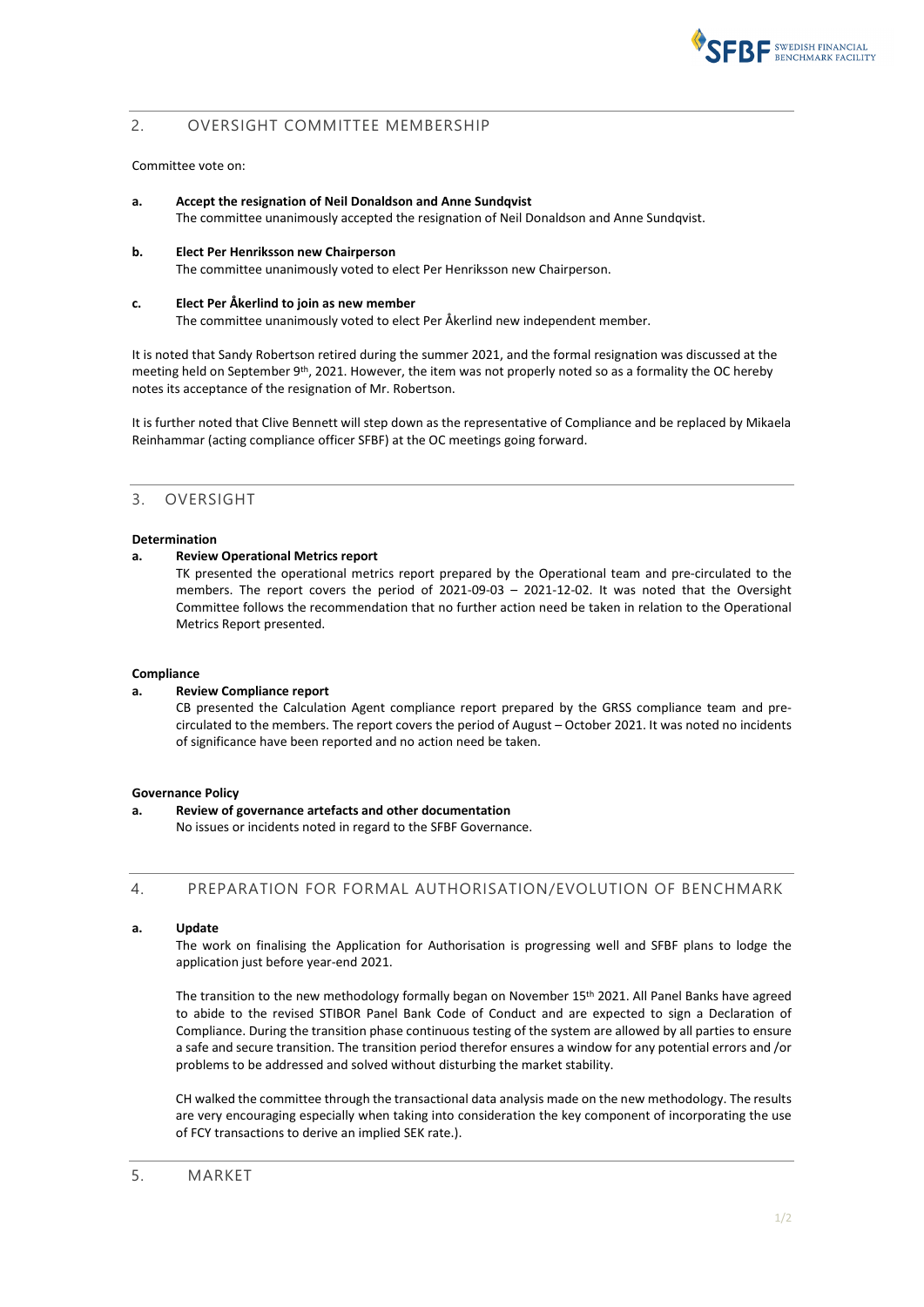## 2. OVERSIGHT COMMITTEE MEMBERSHIP

Committee vote on:

**a. Accept the resignation of Neil Donaldson and Anne Sundqvist**
The committee unanimously accepted the resignation of Neil Donaldson and Anne Sundqvist.

**b. Elect Per Henriksson new Chairperson**
The committee unanimously voted to elect Per Henriksson new Chairperson.

**c. Elect Per Åkerlind to join as new member**
The committee unanimously voted to elect Per Åkerlind new independent member.

It is noted that Sandy Robertson retired during the summer 2021, and the formal resignation was discussed at the meeting held on September 9th, 2021. However, the item was not properly noted so as a formality the OC hereby notes its acceptance of the resignation of Mr. Robertson.

It is further noted that Clive Bennett will step down as the representative of Compliance and be replaced by Mikaela Reinhammar (acting compliance officer SFBF) at the OC meetings going forward.

## 3. OVERSIGHT

**Determination**

**a. Review Operational Metrics report**
TK presented the operational metrics report prepared by the Operational team and pre-circulated to the members. The report covers the period of 2021-09-03 – 2021-12-02. It was noted that the Oversight Committee follows the recommendation that no further action need be taken in relation to the Operational Metrics Report presented.

**Compliance**

**a. Review Compliance report**
CB presented the Calculation Agent compliance report prepared by the GRSS compliance team and pre-circulated to the members. The report covers the period of August – October 2021. It was noted no incidents of significance have been reported and no action need be taken.

**Governance Policy**

**a. Review of governance artefacts and other documentation**
No issues or incidents noted in regard to the SFBF Governance.

## 4. PREPARATION FOR FORMAL AUTHORISATION/EVOLUTION OF BENCHMARK

**a. Update**
The work on finalising the Application for Authorisation is progressing well and SFBF plans to lodge the application just before year-end 2021.

The transition to the new methodology formally began on November 15th 2021. All Panel Banks have agreed to abide to the revised STIBOR Panel Bank Code of Conduct and are expected to sign a Declaration of Compliance. During the transition phase continuous testing of the system are allowed by all parties to ensure a safe and secure transition. The transition period therefor ensures a window for any potential errors and /or problems to be addressed and solved without disturbing the market stability.

CH walked the committee through the transactional data analysis made on the new methodology. The results are very encouraging especially when taking into consideration the key component of incorporating the use of FCY transactions to derive an implied SEK rate.).

## 5. MARKET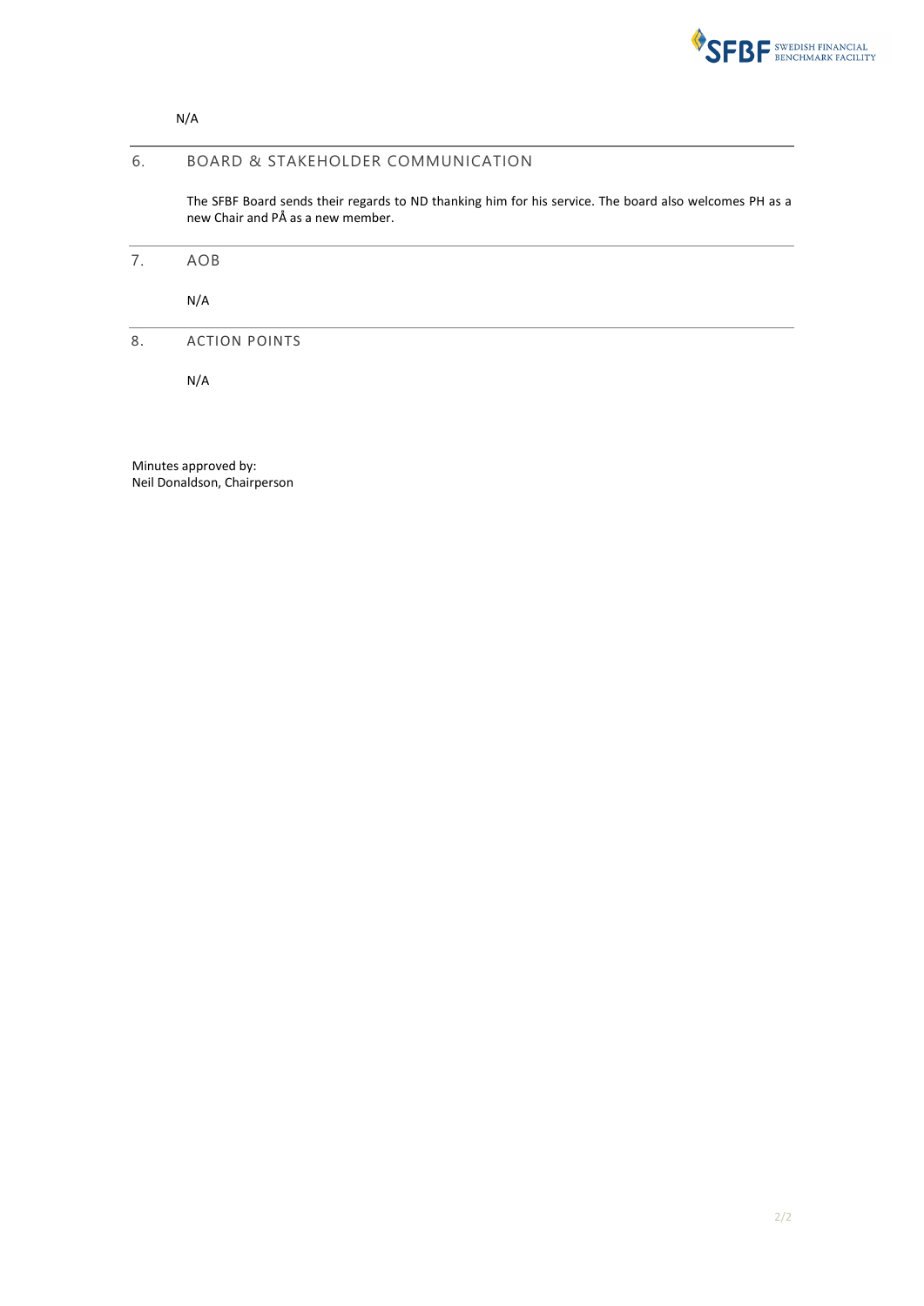N/A

## 6. BOARD & STAKEHOLDER COMMUNICATION

The SFBF Board sends their regards to ND thanking him for his service. The board also welcomes PH as a new Chair and PÅ as a new member.

## 7. AOB

N/A

## 8. ACTION POINTS

N/A

Minutes approved by:
Neil Donaldson, Chairperson